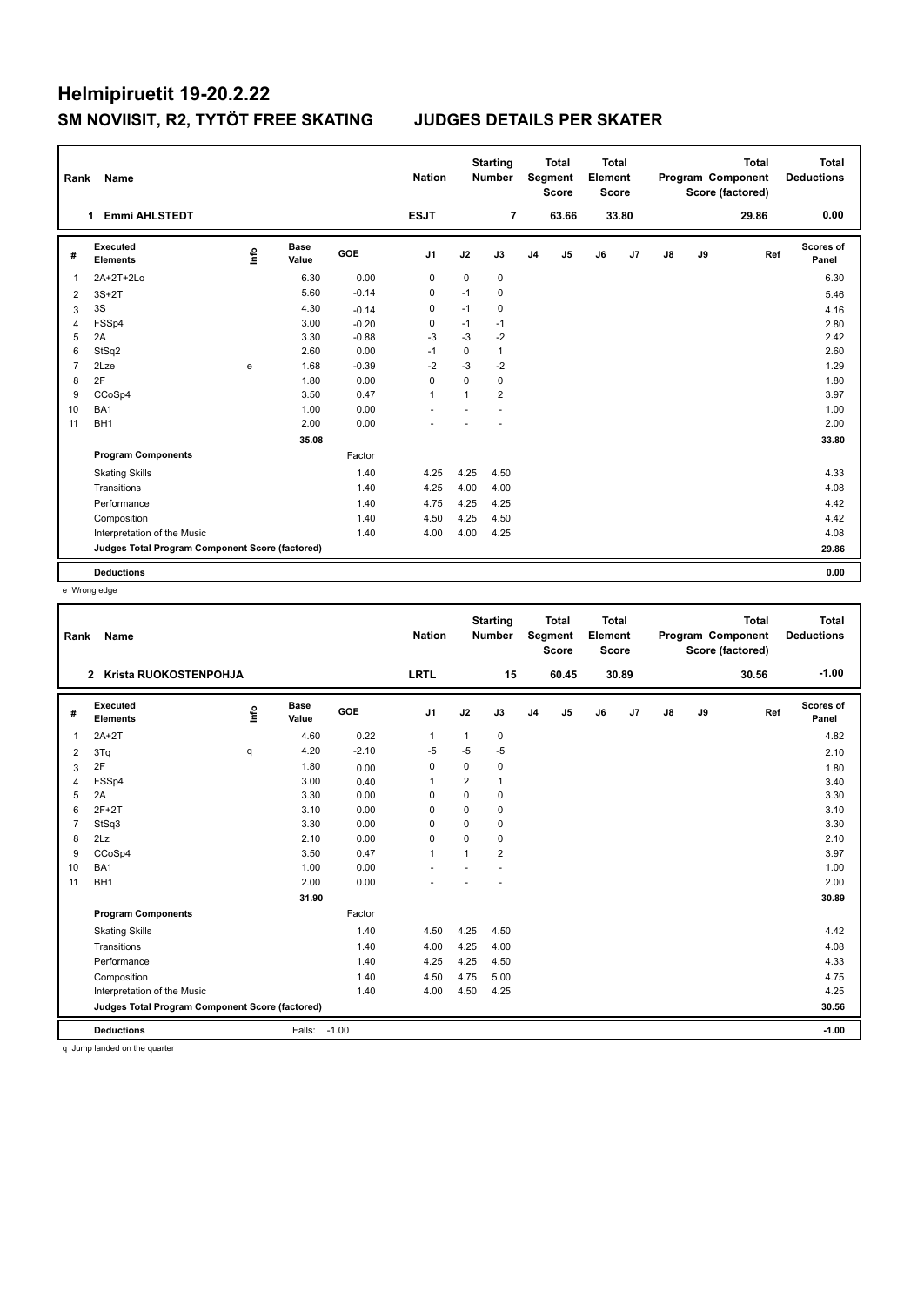# Helmipiruetit 19-20.2.22

## SM NOVIISIT, R2, TYTÖT FREE SKATING    JUDGES DETAILS PER SKATER

| Rank | Name | Nation | Starting Number | Total Segment Score | Total Element Score | Total Program Component Score (factored) | Total Deductions |
|---|---|---|---|---|---|---|---|
| 1 | Emmi AHLSTEDT | ESJT | 7 | 63.66 | 33.80 | 29.86 | 0.00 |

| # | Executed Elements | Info | Base Value | GOE | J1 | J2 | J3 | J4 | J5 | J6 | J7 | J8 | J9 | Ref | Scores of Panel |
|---|---|---|---|---|---|---|---|---|---|---|---|---|---|---|---|
| 1 | 2A+2T+2Lo | | 6.30 | 0.00 | 0 | 0 | 0 | | | | | | | | 6.30 |
| 2 | 3S+2T | | 5.60 | -0.14 | 0 | -1 | 0 | | | | | | | | 5.46 |
| 3 | 3S | | 4.30 | -0.14 | 0 | -1 | 0 | | | | | | | | 4.16 |
| 4 | FSSp4 | | 3.00 | -0.20 | 0 | -1 | -1 | | | | | | | | 2.80 |
| 5 | 2A | | 3.30 | -0.88 | -3 | -3 | -2 | | | | | | | | 2.42 |
| 6 | StSq2 | | 2.60 | 0.00 | -1 | 0 | 1 | | | | | | | | 2.60 |
| 7 | 2Lze | e | 1.68 | -0.39 | -2 | -3 | -2 | | | | | | | | 1.29 |
| 8 | 2F | | 1.80 | 0.00 | 0 | 0 | 0 | | | | | | | | 1.80 |
| 9 | CCoSp4 | | 3.50 | 0.47 | 1 | 1 | 2 | | | | | | | | 3.97 |
| 10 | BA1 | | 1.00 | 0.00 | - | - | - | | | | | | | | 1.00 |
| 11 | BH1 | | 2.00 | 0.00 | - | - | - | | | | | | | | 2.00 |
| | | | 35.08 | | | | | | | | | | | | 33.80 |
| | **Program Components** | | | Factor | | | | | | | | | | | |
| | Skating Skills | | | 1.40 | 4.25 | 4.25 | 4.50 | | | | | | | | 4.33 |
| | Transitions | | | 1.40 | 4.25 | 4.00 | 4.00 | | | | | | | | 4.08 |
| | Performance | | | 1.40 | 4.75 | 4.25 | 4.25 | | | | | | | | 4.42 |
| | Composition | | | 1.40 | 4.50 | 4.25 | 4.50 | | | | | | | | 4.42 |
| | Interpretation of the Music | | | 1.40 | 4.00 | 4.00 | 4.25 | | | | | | | | 4.08 |
| | **Judges Total Program Component Score (factored)** | | | | | | | | | | | | | | 29.86 |
| | **Deductions** | | | | | | | | | | | | | | 0.00 |

e Wrong edge

| Rank | Name | Nation | Starting Number | Total Segment Score | Total Element Score | Total Program Component Score (factored) | Total Deductions |
|---|---|---|---|---|---|---|---|
| 2 | Krista RUOKOSTENPOHJA | LRTL | 15 | 60.45 | 30.89 | 30.56 | -1.00 |

| # | Executed Elements | Info | Base Value | GOE | J1 | J2 | J3 | J4 | J5 | J6 | J7 | J8 | J9 | Ref | Scores of Panel |
|---|---|---|---|---|---|---|---|---|---|---|---|---|---|---|---|
| 1 | 2A+2T | | 4.60 | 0.22 | 1 | 1 | 0 | | | | | | | | 4.82 |
| 2 | 3Tq | q | 4.20 | -2.10 | -5 | -5 | -5 | | | | | | | | 2.10 |
| 3 | 2F | | 1.80 | 0.00 | 0 | 0 | 0 | | | | | | | | 1.80 |
| 4 | FSSp4 | | 3.00 | 0.40 | 1 | 2 | 1 | | | | | | | | 3.40 |
| 5 | 2A | | 3.30 | 0.00 | 0 | 0 | 0 | | | | | | | | 3.30 |
| 6 | 2F+2T | | 3.10 | 0.00 | 0 | 0 | 0 | | | | | | | | 3.10 |
| 7 | StSq3 | | 3.30 | 0.00 | 0 | 0 | 0 | | | | | | | | 3.30 |
| 8 | 2Lz | | 2.10 | 0.00 | 0 | 0 | 0 | | | | | | | | 2.10 |
| 9 | CCoSp4 | | 3.50 | 0.47 | 1 | 1 | 2 | | | | | | | | 3.97 |
| 10 | BA1 | | 1.00 | 0.00 | - | - | - | | | | | | | | 1.00 |
| 11 | BH1 | | 2.00 | 0.00 | - | - | - | | | | | | | | 2.00 |
| | | | 31.90 | | | | | | | | | | | | 30.89 |
| | **Program Components** | | | Factor | | | | | | | | | | | |
| | Skating Skills | | | 1.40 | 4.50 | 4.25 | 4.50 | | | | | | | | 4.42 |
| | Transitions | | | 1.40 | 4.00 | 4.25 | 4.00 | | | | | | | | 4.08 |
| | Performance | | | 1.40 | 4.25 | 4.25 | 4.50 | | | | | | | | 4.33 |
| | Composition | | | 1.40 | 4.50 | 4.75 | 5.00 | | | | | | | | 4.75 |
| | Interpretation of the Music | | | 1.40 | 4.00 | 4.50 | 4.25 | | | | | | | | 4.25 |
| | **Judges Total Program Component Score (factored)** | | | | | | | | | | | | | | 30.56 |
| | **Deductions** | | Falls: -1.00 | | | | | | | | | | | | -1.00 |

q Jump landed on the quarter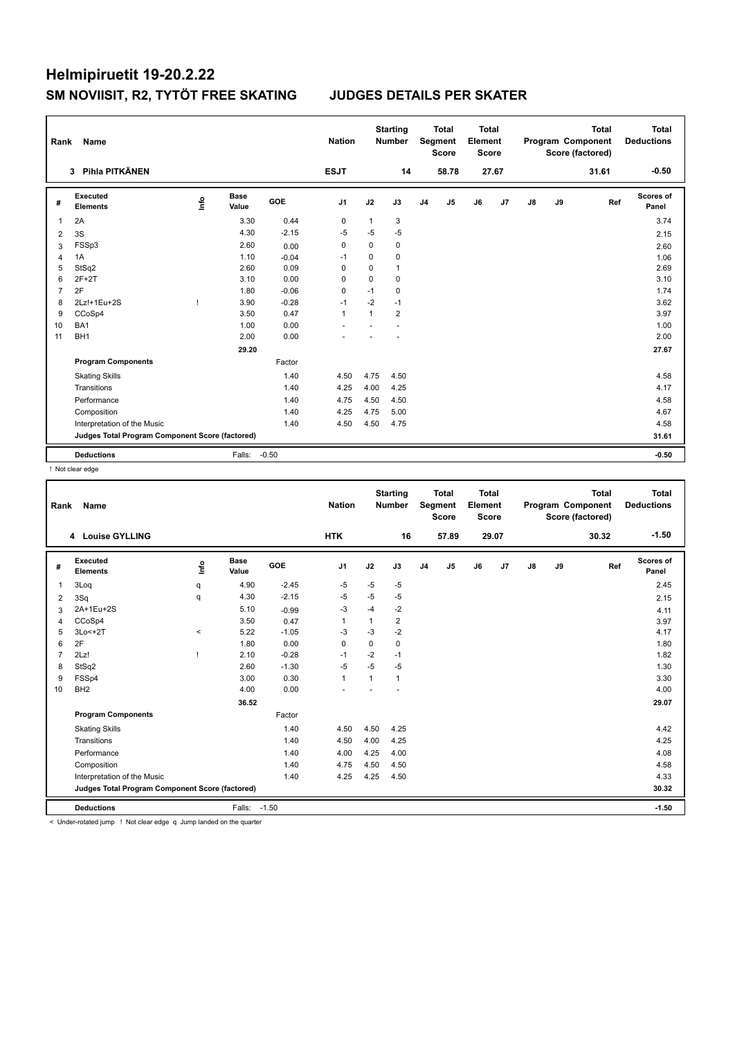# Helmipiruetit 19-20.2.22

## SM NOVIISIT, R2, TYTÖT FREE SKATING JUDGES DETAILS PER SKATER

| Rank | Name | Nation | Starting Number | Total Segment Score | Total Element Score | Total Program Component Score (factored) | Total Deductions |
|---|---|---|---|---|---|---|---|
| 3 | Pihla PITKÄNEN | ESJT | 14 | 58.78 | 27.67 | 31.61 | -0.50 |

| # | Executed Elements | Info | Base Value | GOE | J1 | J2 | J3 | J4 | J5 | J6 | J7 | J8 | J9 | Ref | Scores of Panel |
|---|---|---|---|---|---|---|---|---|---|---|---|---|---|---|---|
| 1 | 2A | | 3.30 | 0.44 | 0 | 1 | 3 | | | | | | | | 3.74 |
| 2 | 3S | | 4.30 | -2.15 | -5 | -5 | -5 | | | | | | | | 2.15 |
| 3 | FSSp3 | | 2.60 | 0.00 | 0 | 0 | 0 | | | | | | | | 2.60 |
| 4 | 1A | | 1.10 | -0.04 | -1 | 0 | 0 | | | | | | | | 1.06 |
| 5 | StSq2 | | 2.60 | 0.09 | 0 | 0 | 1 | | | | | | | | 2.69 |
| 6 | 2F+2T | | 3.10 | 0.00 | 0 | 0 | 0 | | | | | | | | 3.10 |
| 7 | 2F | | 1.80 | -0.06 | 0 | -1 | 0 | | | | | | | | 1.74 |
| 8 | 2Lz!+1Eu+2S | ! | 3.90 | -0.28 | -1 | -2 | -1 | | | | | | | | 3.62 |
| 9 | CCoSp4 | | 3.50 | 0.47 | 1 | 1 | 2 | | | | | | | | 3.97 |
| 10 | BA1 | | 1.00 | 0.00 | - | - | - | | | | | | | | 1.00 |
| 11 | BH1 | | 2.00 | 0.00 | - | - | - | | | | | | | | 2.00 |
| | | | 29.20 | | | | | | | | | | | | 27.67 |
| | **Program Components** | | | Factor | | | | | | | | | | | |
| | Skating Skills | | | 1.40 | 4.50 | 4.75 | 4.50 | | | | | | | | 4.58 |
| | Transitions | | | 1.40 | 4.25 | 4.00 | 4.25 | | | | | | | | 4.17 |
| | Performance | | | 1.40 | 4.75 | 4.50 | 4.50 | | | | | | | | 4.58 |
| | Composition | | | 1.40 | 4.25 | 4.75 | 5.00 | | | | | | | | 4.67 |
| | Interpretation of the Music | | | 1.40 | 4.50 | 4.50 | 4.75 | | | | | | | | 4.58 |
| | **Judges Total Program Component Score (factored)** | | | | | | | | | | | | | | 31.61 |
| | **Deductions** | | Falls: | -0.50 | | | | | | | | | | | -0.50 |

! Not clear edge

| Rank | Name | Nation | Starting Number | Total Segment Score | Total Element Score | Total Program Component Score (factored) | Total Deductions |
|---|---|---|---|---|---|---|---|
| 4 | Louise GYLLING | HTK | 16 | 57.89 | 29.07 | 30.32 | -1.50 |

| # | Executed Elements | Info | Base Value | GOE | J1 | J2 | J3 | J4 | J5 | J6 | J7 | J8 | J9 | Ref | Scores of Panel |
|---|---|---|---|---|---|---|---|---|---|---|---|---|---|---|---|
| 1 | 3Loq | q | 4.90 | -2.45 | -5 | -5 | -5 | | | | | | | | 2.45 |
| 2 | 3Sq | q | 4.30 | -2.15 | -5 | -5 | -5 | | | | | | | | 2.15 |
| 3 | 2A+1Eu+2S | | 5.10 | -0.99 | -3 | -4 | -2 | | | | | | | | 4.11 |
| 4 | CCoSp4 | | 3.50 | 0.47 | 1 | 1 | 2 | | | | | | | | 3.97 |
| 5 | 3Lo<+2T | < | 5.22 | -1.05 | -3 | -3 | -2 | | | | | | | | 4.17 |
| 6 | 2F | | 1.80 | 0.00 | 0 | 0 | 0 | | | | | | | | 1.80 |
| 7 | 2Lz! | ! | 2.10 | -0.28 | -1 | -2 | -1 | | | | | | | | 1.82 |
| 8 | StSq2 | | 2.60 | -1.30 | -5 | -5 | -5 | | | | | | | | 1.30 |
| 9 | FSSp4 | | 3.00 | 0.30 | 1 | 1 | 1 | | | | | | | | 3.30 |
| 10 | BH2 | | 4.00 | 0.00 | - | - | - | | | | | | | | 4.00 |
| | | | 36.52 | | | | | | | | | | | | 29.07 |
| | **Program Components** | | | Factor | | | | | | | | | | | |
| | Skating Skills | | | 1.40 | 4.50 | 4.50 | 4.25 | | | | | | | | 4.42 |
| | Transitions | | | 1.40 | 4.50 | 4.00 | 4.25 | | | | | | | | 4.25 |
| | Performance | | | 1.40 | 4.00 | 4.25 | 4.00 | | | | | | | | 4.08 |
| | Composition | | | 1.40 | 4.75 | 4.50 | 4.50 | | | | | | | | 4.58 |
| | Interpretation of the Music | | | 1.40 | 4.25 | 4.25 | 4.50 | | | | | | | | 4.33 |
| | **Judges Total Program Component Score (factored)** | | | | | | | | | | | | | | 30.32 |
| | **Deductions** | | Falls: | -1.50 | | | | | | | | | | | -1.50 |

< Under-rotated jump ! Not clear edge q Jump landed on the quarter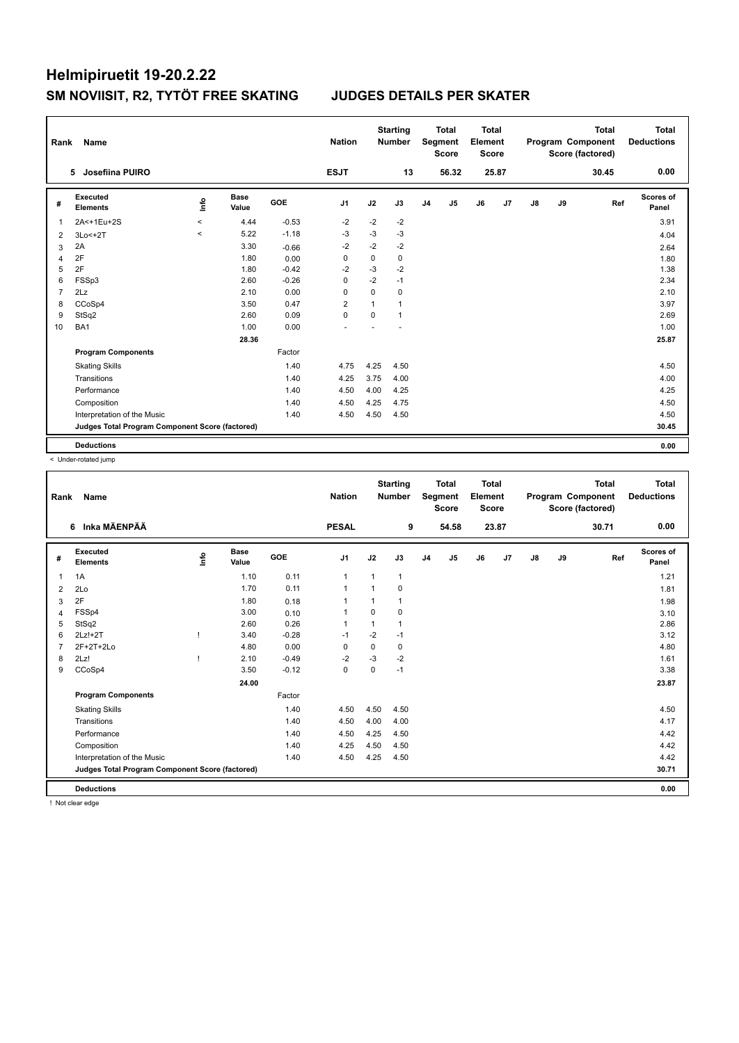# Helmipiruetit 19-20.2.22

## SM NOVIISIT, R2, TYTÖT FREE SKATING JUDGES DETAILS PER SKATER

| Rank | Name | Nation | Starting Number | Total Segment Score | Total Element Score | Total Program Component Score (factored) | Total Deductions |
|---|---|---|---|---|---|---|---|
| 5 | Josefiina PUIRO | ESJT | 13 | 56.32 | 25.87 | 30.45 | 0.00 |

| # | Executed Elements | Info | Base Value | GOE | J1 | J2 | J3 | J4 | J5 | J6 | J7 | J8 | J9 | Ref | Scores of Panel |
|---|---|---|---|---|---|---|---|---|---|---|---|---|---|---|---|
| 1 | 2A<+1Eu+2S | < | 4.44 | -0.53 | -2 | -2 | -2 | | | | | | | | 3.91 |
| 2 | 3Lo<+2T | < | 5.22 | -1.18 | -3 | -3 | -3 | | | | | | | | 4.04 |
| 3 | 2A | | 3.30 | -0.66 | -2 | -2 | -2 | | | | | | | | 2.64 |
| 4 | 2F | | 1.80 | 0.00 | 0 | 0 | 0 | | | | | | | | 1.80 |
| 5 | 2F | | 1.80 | -0.42 | -2 | -3 | -2 | | | | | | | | 1.38 |
| 6 | FSSp3 | | 2.60 | -0.26 | 0 | -2 | -1 | | | | | | | | 2.34 |
| 7 | 2Lz | | 2.10 | 0.00 | 0 | 0 | 0 | | | | | | | | 2.10 |
| 8 | CCoSp4 | | 3.50 | 0.47 | 2 | 1 | 1 | | | | | | | | 3.97 |
| 9 | StSq2 | | 2.60 | 0.09 | 0 | 0 | 1 | | | | | | | | 2.69 |
| 10 | BA1 | | 1.00 | 0.00 | - | - | - | | | | | | | | 1.00 |
| | | | 28.36 | | | | | | | | | | | | 25.87 |
| | **Program Components** | | | Factor | | | | | | | | | | | |
| | Skating Skills | | | 1.40 | 4.75 | 4.25 | 4.50 | | | | | | | | 4.50 |
| | Transitions | | | 1.40 | 4.25 | 3.75 | 4.00 | | | | | | | | 4.00 |
| | Performance | | | 1.40 | 4.50 | 4.00 | 4.25 | | | | | | | | 4.25 |
| | Composition | | | 1.40 | 4.50 | 4.25 | 4.75 | | | | | | | | 4.50 |
| | Interpretation of the Music | | | 1.40 | 4.50 | 4.50 | 4.50 | | | | | | | | 4.50 |
| | **Judges Total Program Component Score (factored)** | | | | | | | | | | | | | | 30.45 |
| | **Deductions** | | | | | | | | | | | | | | 0.00 |

< Under-rotated jump

| Rank | Name | Nation | Starting Number | Total Segment Score | Total Element Score | Total Program Component Score (factored) | Total Deductions |
|---|---|---|---|---|---|---|---|
| 6 | Inka MÄENPÄÄ | PESAL | 9 | 54.58 | 23.87 | 30.71 | 0.00 |

| # | Executed Elements | Info | Base Value | GOE | J1 | J2 | J3 | J4 | J5 | J6 | J7 | J8 | J9 | Ref | Scores of Panel |
|---|---|---|---|---|---|---|---|---|---|---|---|---|---|---|---|
| 1 | 1A | | 1.10 | 0.11 | 1 | 1 | 1 | | | | | | | | 1.21 |
| 2 | 2Lo | | 1.70 | 0.11 | 1 | 1 | 0 | | | | | | | | 1.81 |
| 3 | 2F | | 1.80 | 0.18 | 1 | 1 | 1 | | | | | | | | 1.98 |
| 4 | FSSp4 | | 3.00 | 0.10 | 1 | 0 | 0 | | | | | | | | 3.10 |
| 5 | StSq2 | | 2.60 | 0.26 | 1 | 1 | 1 | | | | | | | | 2.86 |
| 6 | 2Lz!+2T | ! | 3.40 | -0.28 | -1 | -2 | -1 | | | | | | | | 3.12 |
| 7 | 2F+2T+2Lo | | 4.80 | 0.00 | 0 | 0 | 0 | | | | | | | | 4.80 |
| 8 | 2Lz! | ! | 2.10 | -0.49 | -2 | -3 | -2 | | | | | | | | 1.61 |
| 9 | CCoSp4 | | 3.50 | -0.12 | 0 | 0 | -1 | | | | | | | | 3.38 |
| | | | 24.00 | | | | | | | | | | | | 23.87 |
| | **Program Components** | | | Factor | | | | | | | | | | | |
| | Skating Skills | | | 1.40 | 4.50 | 4.50 | 4.50 | | | | | | | | 4.50 |
| | Transitions | | | 1.40 | 4.50 | 4.00 | 4.00 | | | | | | | | 4.17 |
| | Performance | | | 1.40 | 4.50 | 4.25 | 4.50 | | | | | | | | 4.42 |
| | Composition | | | 1.40 | 4.25 | 4.50 | 4.50 | | | | | | | | 4.42 |
| | Interpretation of the Music | | | 1.40 | 4.50 | 4.25 | 4.50 | | | | | | | | 4.42 |
| | **Judges Total Program Component Score (factored)** | | | | | | | | | | | | | | 30.71 |
| | **Deductions** | | | | | | | | | | | | | | 0.00 |

! Not clear edge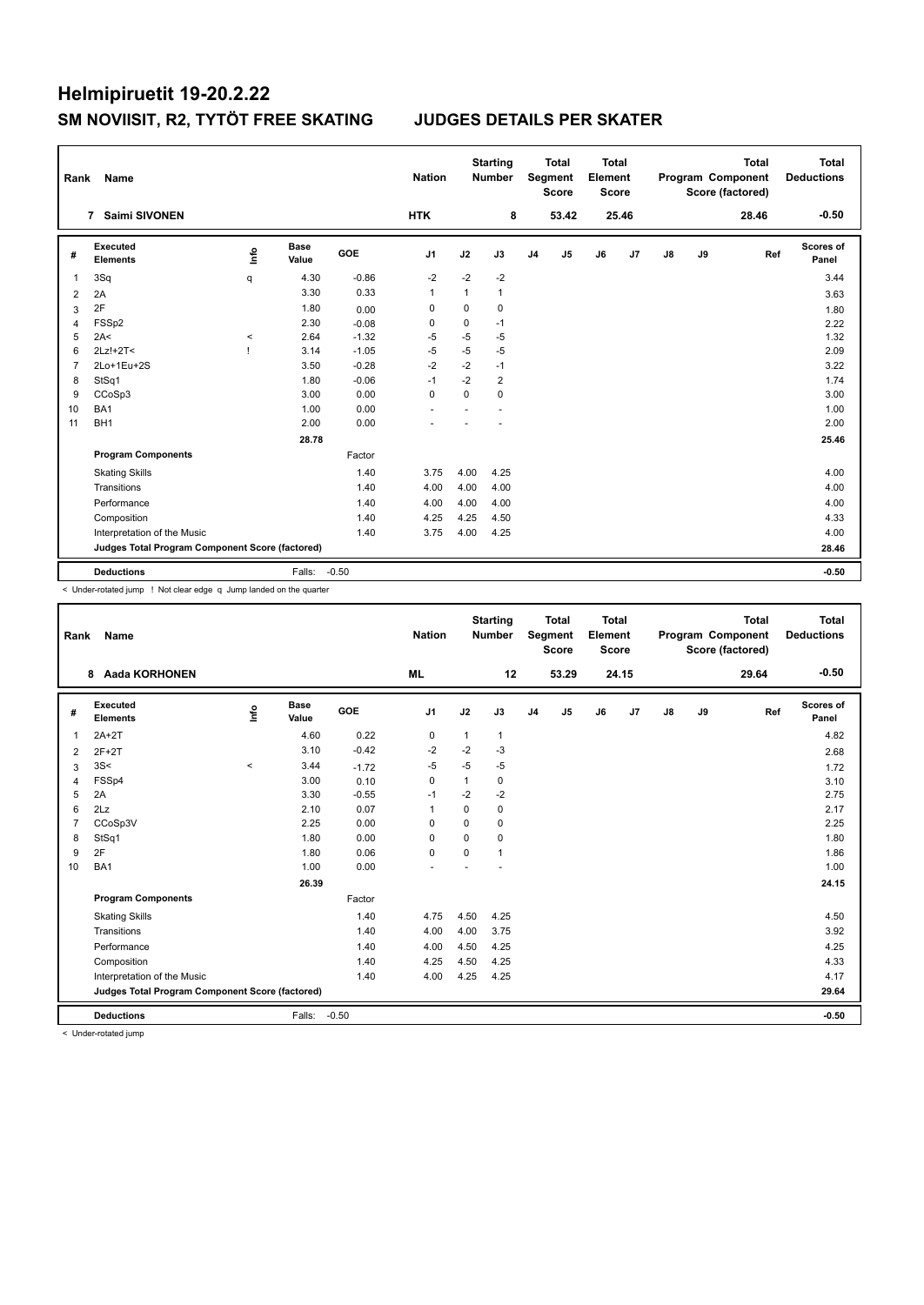# Helmipiruetit 19-20.2.22

## SM NOVIISIT, R2, TYTÖT FREE SKATING JUDGES DETAILS PER SKATER

| Rank | Name | Nation | Starting Number | Total Segment Score | Total Element Score | Total Program Component Score (factored) | Total Deductions |
|---|---|---|---|---|---|---|---|
| 7 | Saimi SIVONEN | HTK | 8 | 53.42 | 25.46 | 28.46 | -0.50 |

| # | Executed Elements | Info | Base Value | GOE | J1 | J2 | J3 | J4 | J5 | J6 | J7 | J8 | J9 | Ref | Scores of Panel |
|---|---|---|---|---|---|---|---|---|---|---|---|---|---|---|---|
| 1 | 3Sq | q | 4.30 | -0.86 | -2 | -2 | -2 | | | | | | | | 3.44 |
| 2 | 2A | | 3.30 | 0.33 | 1 | 1 | 1 | | | | | | | | 3.63 |
| 3 | 2F | | 1.80 | 0.00 | 0 | 0 | 0 | | | | | | | | 1.80 |
| 4 | FSSp2 | | 2.30 | -0.08 | 0 | 0 | -1 | | | | | | | | 2.22 |
| 5 | 2A< | < | 2.64 | -1.32 | -5 | -5 | -5 | | | | | | | | 1.32 |
| 6 | 2Lz!+2T< | ! | 3.14 | -1.05 | -5 | -5 | -5 | | | | | | | | 2.09 |
| 7 | 2Lo+1Eu+2S | | 3.50 | -0.28 | -2 | -2 | -1 | | | | | | | | 3.22 |
| 8 | StSq1 | | 1.80 | -0.06 | -1 | -2 | 2 | | | | | | | | 1.74 |
| 9 | CCoSp3 | | 3.00 | 0.00 | 0 | 0 | 0 | | | | | | | | 3.00 |
| 10 | BA1 | | 1.00 | 0.00 | - | - | - | | | | | | | | 1.00 |
| 11 | BH1 | | 2.00 | 0.00 | - | - | - | | | | | | | | 2.00 |
| | | | 28.78 | | | | | | | | | | | | 25.46 |
| | **Program Components** | | | Factor | | | | | | | | | | | |
| | Skating Skills | | | 1.40 | 3.75 | 4.00 | 4.25 | | | | | | | | 4.00 |
| | Transitions | | | 1.40 | 4.00 | 4.00 | 4.00 | | | | | | | | 4.00 |
| | Performance | | | 1.40 | 4.00 | 4.00 | 4.00 | | | | | | | | 4.00 |
| | Composition | | | 1.40 | 4.25 | 4.25 | 4.50 | | | | | | | | 4.33 |
| | Interpretation of the Music | | | 1.40 | 3.75 | 4.00 | 4.25 | | | | | | | | 4.00 |
| | **Judges Total Program Component Score (factored)** | | | | | | | | | | | | | | 28.46 |
| | **Deductions** | | Falls: | -0.50 | | | | | | | | | | | -0.50 |

< Under-rotated jump ! Not clear edge q Jump landed on the quarter

| Rank | Name | Nation | Starting Number | Total Segment Score | Total Element Score | Total Program Component Score (factored) | Total Deductions |
|---|---|---|---|---|---|---|---|
| 8 | Aada KORHONEN | ML | 12 | 53.29 | 24.15 | 29.64 | -0.50 |

| # | Executed Elements | Info | Base Value | GOE | J1 | J2 | J3 | J4 | J5 | J6 | J7 | J8 | J9 | Ref | Scores of Panel |
|---|---|---|---|---|---|---|---|---|---|---|---|---|---|---|---|
| 1 | 2A+2T | | 4.60 | 0.22 | 0 | 1 | 1 | | | | | | | | 4.82 |
| 2 | 2F+2T | | 3.10 | -0.42 | -2 | -2 | -3 | | | | | | | | 2.68 |
| 3 | 3S< | < | 3.44 | -1.72 | -5 | -5 | -5 | | | | | | | | 1.72 |
| 4 | FSSp4 | | 3.00 | 0.10 | 0 | 1 | 0 | | | | | | | | 3.10 |
| 5 | 2A | | 3.30 | -0.55 | -1 | -2 | -2 | | | | | | | | 2.75 |
| 6 | 2Lz | | 2.10 | 0.07 | 1 | 0 | 0 | | | | | | | | 2.17 |
| 7 | CCoSp3V | | 2.25 | 0.00 | 0 | 0 | 0 | | | | | | | | 2.25 |
| 8 | StSq1 | | 1.80 | 0.00 | 0 | 0 | 0 | | | | | | | | 1.80 |
| 9 | 2F | | 1.80 | 0.06 | 0 | 0 | 1 | | | | | | | | 1.86 |
| 10 | BA1 | | 1.00 | 0.00 | - | - | - | | | | | | | | 1.00 |
| | | | 26.39 | | | | | | | | | | | | 24.15 |
| | **Program Components** | | | Factor | | | | | | | | | | | |
| | Skating Skills | | | 1.40 | 4.75 | 4.50 | 4.25 | | | | | | | | 4.50 |
| | Transitions | | | 1.40 | 4.00 | 4.00 | 3.75 | | | | | | | | 3.92 |
| | Performance | | | 1.40 | 4.00 | 4.50 | 4.25 | | | | | | | | 4.25 |
| | Composition | | | 1.40 | 4.25 | 4.50 | 4.25 | | | | | | | | 4.33 |
| | Interpretation of the Music | | | 1.40 | 4.00 | 4.25 | 4.25 | | | | | | | | 4.17 |
| | **Judges Total Program Component Score (factored)** | | | | | | | | | | | | | | 29.64 |
| | **Deductions** | | Falls: | -0.50 | | | | | | | | | | | -0.50 |

< Under-rotated jump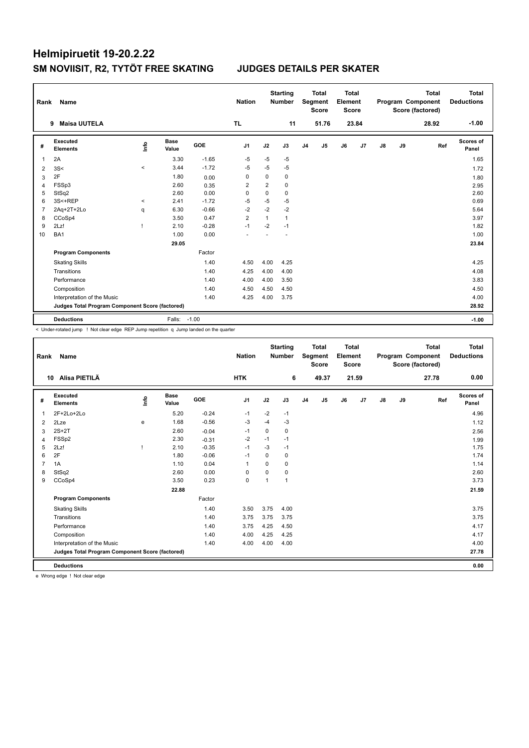# Helmipiruetit 19-20.2.22

## SM NOVIISIT, R2, TYTÖT FREE SKATING JUDGES DETAILS PER SKATER

| Rank | Name | Nation | Starting Number | Total Segment Score | Total Element Score | Total Program Component Score (factored) | Total Deductions |
|---|---|---|---|---|---|---|---|
| 9 | Maisa UUTELA | TL | 11 | 51.76 | 23.84 | 28.92 | -1.00 |

| # | Executed Elements | Info | Base Value | GOE | J1 | J2 | J3 | J4 | J5 | J6 | J7 | J8 | J9 | Ref | Scores of Panel |
|---|---|---|---|---|---|---|---|---|---|---|---|---|---|---|---|
| 1 | 2A | | 3.30 | -1.65 | -5 | -5 | -5 | | | | | | | | 1.65 |
| 2 | 3S< | < | 3.44 | -1.72 | -5 | -5 | -5 | | | | | | | | 1.72 |
| 3 | 2F | | 1.80 | 0.00 | 0 | 0 | 0 | | | | | | | | 1.80 |
| 4 | FSSp3 | | 2.60 | 0.35 | 2 | 2 | 0 | | | | | | | | 2.95 |
| 5 | StSq2 | | 2.60 | 0.00 | 0 | 0 | 0 | | | | | | | | 2.60 |
| 6 | 3S<+REP | < | 2.41 | -1.72 | -5 | -5 | -5 | | | | | | | | 0.69 |
| 7 | 2Aq+2T+2Lo | q | 6.30 | -0.66 | -2 | -2 | -2 | | | | | | | | 5.64 |
| 8 | CCoSp4 | | 3.50 | 0.47 | 2 | 1 | 1 | | | | | | | | 3.97 |
| 9 | 2Lz! | ! | 2.10 | -0.28 | -1 | -2 | -1 | | | | | | | | 1.82 |
| 10 | BA1 | | 1.00 | 0.00 | - | - | - | | | | | | | | 1.00 |
| | | | 29.05 | | | | | | | | | | | | 23.84 |
| | **Program Components** | | | Factor | | | | | | | | | | | |
| | Skating Skills | | | 1.40 | 4.50 | 4.00 | 4.25 | | | | | | | | 4.25 |
| | Transitions | | | 1.40 | 4.25 | 4.00 | 4.00 | | | | | | | | 4.08 |
| | Performance | | | 1.40 | 4.00 | 4.00 | 3.50 | | | | | | | | 3.83 |
| | Composition | | | 1.40 | 4.50 | 4.50 | 4.50 | | | | | | | | 4.50 |
| | Interpretation of the Music | | | 1.40 | 4.25 | 4.00 | 3.75 | | | | | | | | 4.00 |
| | **Judges Total Program Component Score (factored)** | | | | | | | | | | | | | | 28.92 |
| | **Deductions** | | Falls: | -1.00 | | | | | | | | | | | -1.00 |

< Under-rotated jump ! Not clear edge REP Jump repetition q Jump landed on the quarter

| Rank | Name | Nation | Starting Number | Total Segment Score | Total Element Score | Total Program Component Score (factored) | Total Deductions |
|---|---|---|---|---|---|---|---|
| 10 | Alisa PIETILÄ | HTK | 6 | 49.37 | 21.59 | 27.78 | 0.00 |

| # | Executed Elements | Info | Base Value | GOE | J1 | J2 | J3 | J4 | J5 | J6 | J7 | J8 | J9 | Ref | Scores of Panel |
|---|---|---|---|---|---|---|---|---|---|---|---|---|---|---|---|
| 1 | 2F+2Lo+2Lo | | 5.20 | -0.24 | -1 | -2 | -1 | | | | | | | | 4.96 |
| 2 | 2Lze | e | 1.68 | -0.56 | -3 | -4 | -3 | | | | | | | | 1.12 |
| 3 | 2S+2T | | 2.60 | -0.04 | -1 | 0 | 0 | | | | | | | | 2.56 |
| 4 | FSSp2 | | 2.30 | -0.31 | -2 | -1 | -1 | | | | | | | | 1.99 |
| 5 | 2Lz! | ! | 2.10 | -0.35 | -1 | -3 | -1 | | | | | | | | 1.75 |
| 6 | 2F | | 1.80 | -0.06 | -1 | 0 | 0 | | | | | | | | 1.74 |
| 7 | 1A | | 1.10 | 0.04 | 1 | 0 | 0 | | | | | | | | 1.14 |
| 8 | StSq2 | | 2.60 | 0.00 | 0 | 0 | 0 | | | | | | | | 2.60 |
| 9 | CCoSp4 | | 3.50 | 0.23 | 0 | 1 | 1 | | | | | | | | 3.73 |
| | | | 22.88 | | | | | | | | | | | | 21.59 |
| | **Program Components** | | | Factor | | | | | | | | | | | |
| | Skating Skills | | | 1.40 | 3.50 | 3.75 | 4.00 | | | | | | | | 3.75 |
| | Transitions | | | 1.40 | 3.75 | 3.75 | 3.75 | | | | | | | | 3.75 |
| | Performance | | | 1.40 | 3.75 | 4.25 | 4.50 | | | | | | | | 4.17 |
| | Composition | | | 1.40 | 4.00 | 4.25 | 4.25 | | | | | | | | 4.17 |
| | Interpretation of the Music | | | 1.40 | 4.00 | 4.00 | 4.00 | | | | | | | | 4.00 |
| | **Judges Total Program Component Score (factored)** | | | | | | | | | | | | | | 27.78 |
| | **Deductions** | | | | | | | | | | | | | | 0.00 |

e Wrong edge ! Not clear edge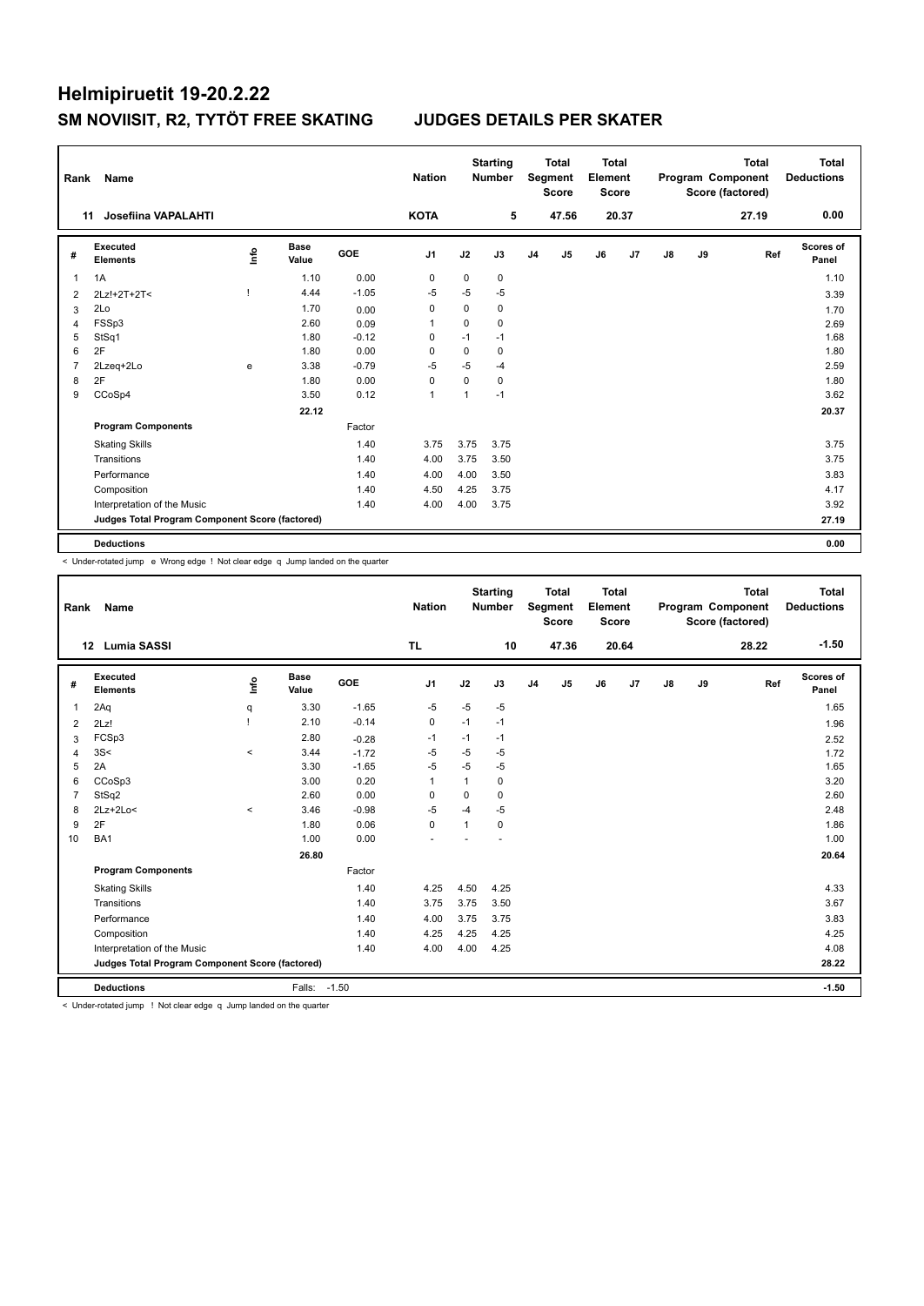# Helmipiruetit 19-20.2.22

## SM NOVIISIT, R2, TYTÖT FREE SKATING JUDGES DETAILS PER SKATER

| Rank | Name | Nation | Starting Number | Total Segment Score | Total Element Score | Total Program Component Score (factored) | Total Deductions |
|---|---|---|---|---|---|---|---|
| 11 | Josefiina VAPALAHTI | KOTA | 5 | 47.56 | 20.37 | 27.19 | 0.00 |

| # | Executed Elements | Info | Base Value | GOE | J1 | J2 | J3 | J4 | J5 | J6 | J7 | J8 | J9 | Ref | Scores of Panel |
|---|---|---|---|---|---|---|---|---|---|---|---|---|---|---|---|
| 1 | 1A | | 1.10 | 0.00 | 0 | 0 | 0 | | | | | | | | 1.10 |
| 2 | 2Lz!+2T+2T< | ! | 4.44 | -1.05 | -5 | -5 | -5 | | | | | | | | 3.39 |
| 3 | 2Lo | | 1.70 | 0.00 | 0 | 0 | 0 | | | | | | | | 1.70 |
| 4 | FSSp3 | | 2.60 | 0.09 | 1 | 0 | 0 | | | | | | | | 2.69 |
| 5 | StSq1 | | 1.80 | -0.12 | 0 | -1 | -1 | | | | | | | | 1.68 |
| 6 | 2F | | 1.80 | 0.00 | 0 | 0 | 0 | | | | | | | | 1.80 |
| 7 | 2Lzeq+2Lo | e | 3.38 | -0.79 | -5 | -5 | -4 | | | | | | | | 2.59 |
| 8 | 2F | | 1.80 | 0.00 | 0 | 0 | 0 | | | | | | | | 1.80 |
| 9 | CCoSp4 | | 3.50 | 0.12 | 1 | 1 | -1 | | | | | | | | 3.62 |
| | | | 22.12 | | | | | | | | | | | | 20.37 |
| | **Program Components** | | | Factor | | | | | | | | | | | |
| | Skating Skills | | | 1.40 | 3.75 | 3.75 | 3.75 | | | | | | | | 3.75 |
| | Transitions | | | 1.40 | 4.00 | 3.75 | 3.50 | | | | | | | | 3.75 |
| | Performance | | | 1.40 | 4.00 | 4.00 | 3.50 | | | | | | | | 3.83 |
| | Composition | | | 1.40 | 4.50 | 4.25 | 3.75 | | | | | | | | 4.17 |
| | Interpretation of the Music | | | 1.40 | 4.00 | 4.00 | 3.75 | | | | | | | | 3.92 |
| | **Judges Total Program Component Score (factored)** | | | | | | | | | | | | | | 27.19 |
| | **Deductions** | | | | | | | | | | | | | | 0.00 |

< Under-rotated jump e Wrong edge ! Not clear edge q Jump landed on the quarter

| Rank | Name | Nation | Starting Number | Total Segment Score | Total Element Score | Total Program Component Score (factored) | Total Deductions |
|---|---|---|---|---|---|---|---|
| 12 | Lumia SASSI | TL | 10 | 47.36 | 20.64 | 28.22 | -1.50 |

| # | Executed Elements | Info | Base Value | GOE | J1 | J2 | J3 | J4 | J5 | J6 | J7 | J8 | J9 | Ref | Scores of Panel |
|---|---|---|---|---|---|---|---|---|---|---|---|---|---|---|---|
| 1 | 2Aq | q | 3.30 | -1.65 | -5 | -5 | -5 | | | | | | | | 1.65 |
| 2 | 2Lz! | ! | 2.10 | -0.14 | 0 | -1 | -1 | | | | | | | | 1.96 |
| 3 | FCSp3 | | 2.80 | -0.28 | -1 | -1 | -1 | | | | | | | | 2.52 |
| 4 | 3S< | < | 3.44 | -1.72 | -5 | -5 | -5 | | | | | | | | 1.72 |
| 5 | 2A | | 3.30 | -1.65 | -5 | -5 | -5 | | | | | | | | 1.65 |
| 6 | CCoSp3 | | 3.00 | 0.20 | 1 | 1 | 0 | | | | | | | | 3.20 |
| 7 | StSq2 | | 2.60 | 0.00 | 0 | 0 | 0 | | | | | | | | 2.60 |
| 8 | 2Lz+2Lo< | < | 3.46 | -0.98 | -5 | -4 | -5 | | | | | | | | 2.48 |
| 9 | 2F | | 1.80 | 0.06 | 0 | 1 | 0 | | | | | | | | 1.86 |
| 10 | BA1 | | 1.00 | 0.00 | - | - | - | | | | | | | | 1.00 |
| | | | 26.80 | | | | | | | | | | | | 20.64 |
| | **Program Components** | | | Factor | | | | | | | | | | | |
| | Skating Skills | | | 1.40 | 4.25 | 4.50 | 4.25 | | | | | | | | 4.33 |
| | Transitions | | | 1.40 | 3.75 | 3.75 | 3.50 | | | | | | | | 3.67 |
| | Performance | | | 1.40 | 4.00 | 3.75 | 3.75 | | | | | | | | 3.83 |
| | Composition | | | 1.40 | 4.25 | 4.25 | 4.25 | | | | | | | | 4.25 |
| | Interpretation of the Music | | | 1.40 | 4.00 | 4.00 | 4.25 | | | | | | | | 4.08 |
| | **Judges Total Program Component Score (factored)** | | | | | | | | | | | | | | 28.22 |
| | **Deductions** | | Falls: | -1.50 | | | | | | | | | | | -1.50 |

< Under-rotated jump ! Not clear edge q Jump landed on the quarter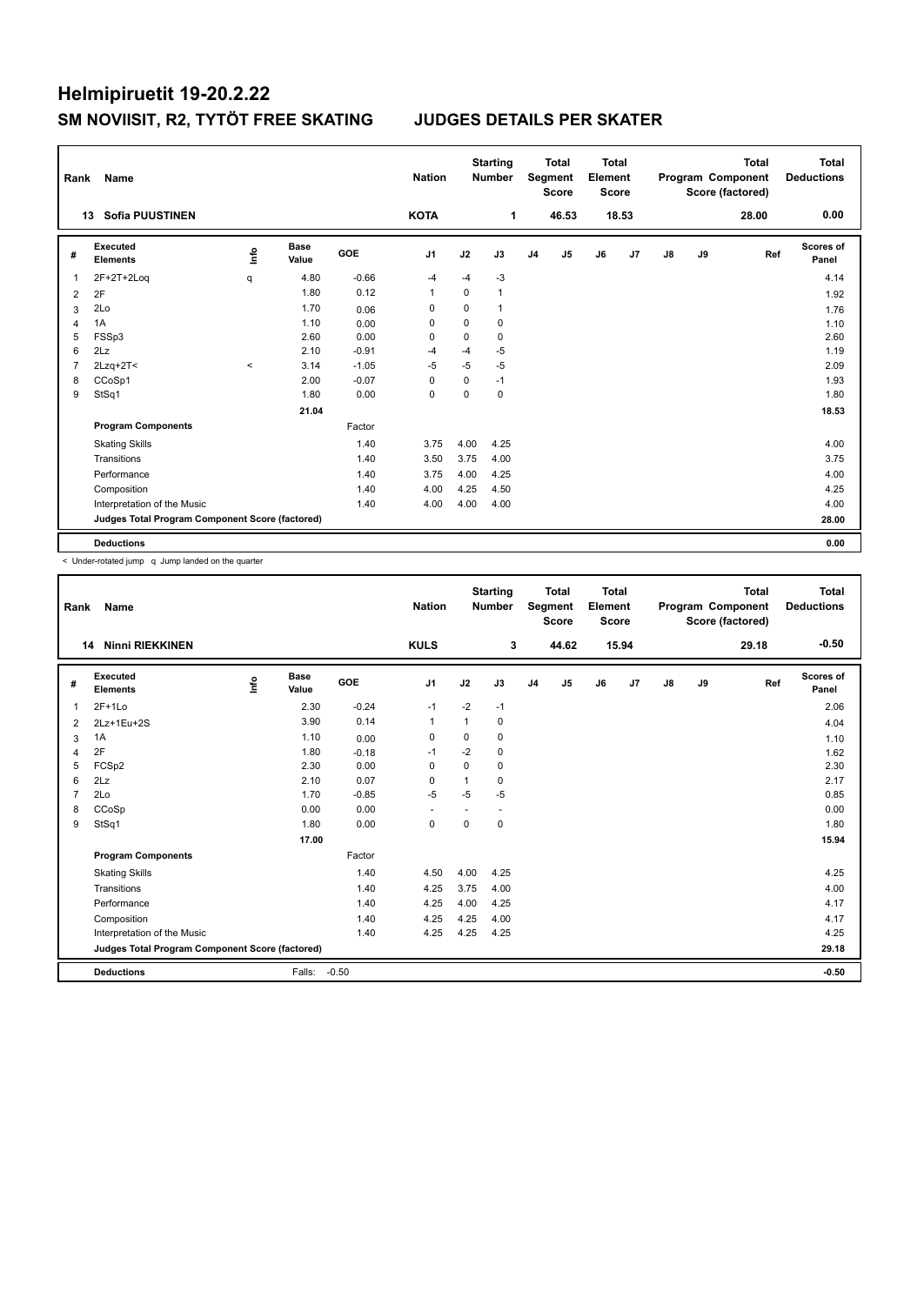# Helmipiruetit 19-20.2.22

## SM NOVIISIT, R2, TYTÖT FREE SKATING JUDGES DETAILS PER SKATER

| Rank | Name | Nation | Starting Number | Total Segment Score | Total Element Score | Total Program Component Score (factored) | Total Deductions |
|---|---|---|---|---|---|---|---|
| 13 | Sofia PUUSTINEN | KOTA | 1 | 46.53 | 18.53 | 28.00 | 0.00 |

| # | Executed Elements | Info | Base Value | GOE | J1 | J2 | J3 | J4 | J5 | J6 | J7 | J8 | J9 | Ref | Scores of Panel |
|---|---|---|---|---|---|---|---|---|---|---|---|---|---|---|---|
| 1 | 2F+2T+2Loq | q | 4.80 | -0.66 | -4 | -4 | -3 | | | | | | | | 4.14 |
| 2 | 2F | | 1.80 | 0.12 | 1 | 0 | 1 | | | | | | | | 1.92 |
| 3 | 2Lo | | 1.70 | 0.06 | 0 | 0 | 1 | | | | | | | | 1.76 |
| 4 | 1A | | 1.10 | 0.00 | 0 | 0 | 0 | | | | | | | | 1.10 |
| 5 | FSSp3 | | 2.60 | 0.00 | 0 | 0 | 0 | | | | | | | | 2.60 |
| 6 | 2Lz | | 2.10 | -0.91 | -4 | -4 | -5 | | | | | | | | 1.19 |
| 7 | 2Lzq+2T< | < | 3.14 | -1.05 | -5 | -5 | -5 | | | | | | | | 2.09 |
| 8 | CCoSp1 | | 2.00 | -0.07 | 0 | 0 | -1 | | | | | | | | 1.93 |
| 9 | StSq1 | | 1.80 | 0.00 | 0 | 0 | 0 | | | | | | | | 1.80 |
| | | | 21.04 | | | | | | | | | | | | 18.53 |
| | **Program Components** | | | Factor | | | | | | | | | | | |
| | Skating Skills | | | 1.40 | 3.75 | 4.00 | 4.25 | | | | | | | | 4.00 |
| | Transitions | | | 1.40 | 3.50 | 3.75 | 4.00 | | | | | | | | 3.75 |
| | Performance | | | 1.40 | 3.75 | 4.00 | 4.25 | | | | | | | | 4.00 |
| | Composition | | | 1.40 | 4.00 | 4.25 | 4.50 | | | | | | | | 4.25 |
| | Interpretation of the Music | | | 1.40 | 4.00 | 4.00 | 4.00 | | | | | | | | 4.00 |
| | **Judges Total Program Component Score (factored)** | | | | | | | | | | | | | | 28.00 |
| | **Deductions** | | | | | | | | | | | | | | 0.00 |

< Under-rotated jump q Jump landed on the quarter

| Rank | Name | Nation | Starting Number | Total Segment Score | Total Element Score | Total Program Component Score (factored) | Total Deductions |
|---|---|---|---|---|---|---|---|
| 14 | Ninni RIEKKINEN | KULS | 3 | 44.62 | 15.94 | 29.18 | -0.50 |

| # | Executed Elements | Info | Base Value | GOE | J1 | J2 | J3 | J4 | J5 | J6 | J7 | J8 | J9 | Ref | Scores of Panel |
|---|---|---|---|---|---|---|---|---|---|---|---|---|---|---|---|
| 1 | 2F+1Lo | | 2.30 | -0.24 | -1 | -2 | -1 | | | | | | | | 2.06 |
| 2 | 2Lz+1Eu+2S | | 3.90 | 0.14 | 1 | 1 | 0 | | | | | | | | 4.04 |
| 3 | 1A | | 1.10 | 0.00 | 0 | 0 | 0 | | | | | | | | 1.10 |
| 4 | 2F | | 1.80 | -0.18 | -1 | -2 | 0 | | | | | | | | 1.62 |
| 5 | FCSp2 | | 2.30 | 0.00 | 0 | 0 | 0 | | | | | | | | 2.30 |
| 6 | 2Lz | | 2.10 | 0.07 | 0 | 1 | 0 | | | | | | | | 2.17 |
| 7 | 2Lo | | 1.70 | -0.85 | -5 | -5 | -5 | | | | | | | | 0.85 |
| 8 | CCoSp | | 0.00 | 0.00 | - | - | - | | | | | | | | 0.00 |
| 9 | StSq1 | | 1.80 | 0.00 | 0 | 0 | 0 | | | | | | | | 1.80 |
| | | | 17.00 | | | | | | | | | | | | 15.94 |
| | **Program Components** | | | Factor | | | | | | | | | | | |
| | Skating Skills | | | 1.40 | 4.50 | 4.00 | 4.25 | | | | | | | | 4.25 |
| | Transitions | | | 1.40 | 4.25 | 3.75 | 4.00 | | | | | | | | 4.00 |
| | Performance | | | 1.40 | 4.25 | 4.00 | 4.25 | | | | | | | | 4.17 |
| | Composition | | | 1.40 | 4.25 | 4.25 | 4.00 | | | | | | | | 4.17 |
| | Interpretation of the Music | | | 1.40 | 4.25 | 4.25 | 4.25 | | | | | | | | 4.25 |
| | **Judges Total Program Component Score (factored)** | | | | | | | | | | | | | | 29.18 |
| | **Deductions** | | Falls: | -0.50 | | | | | | | | | | | -0.50 |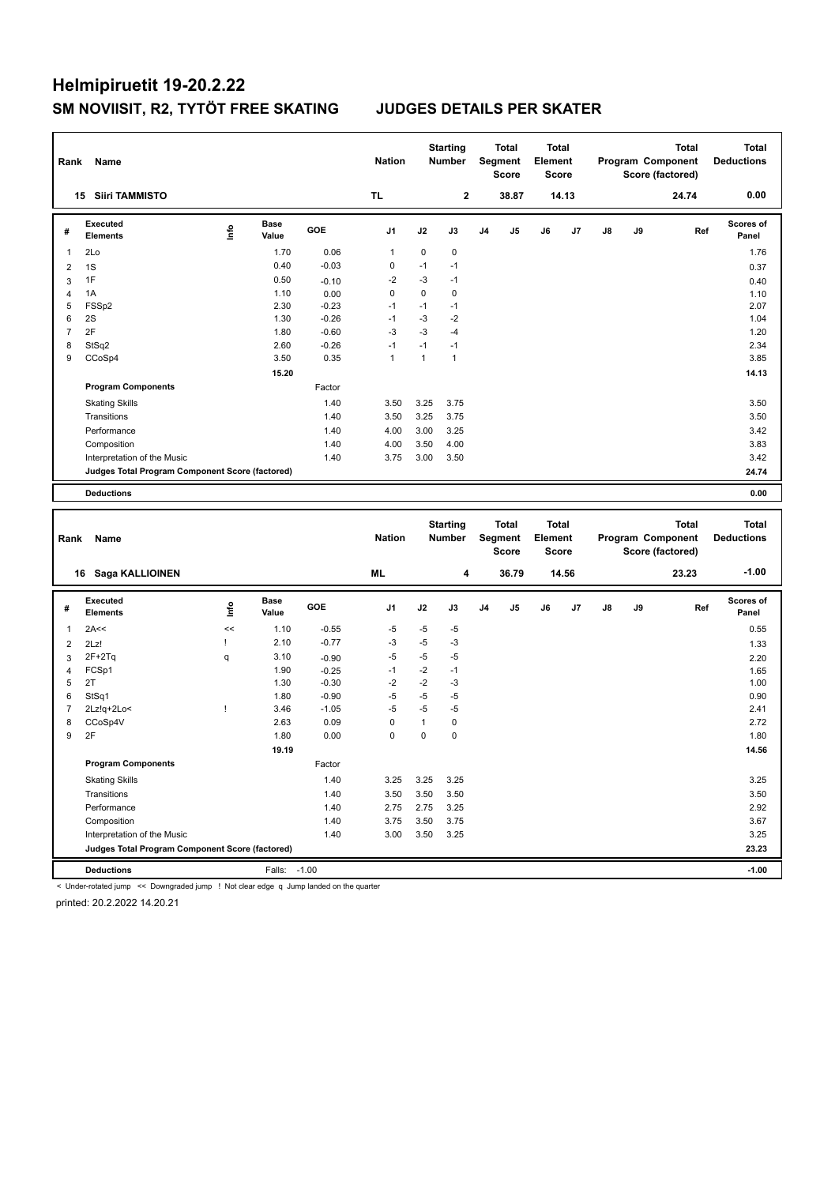# Helmipiruetit 19-20.2.22

## SM NOVIISIT, R2, TYTÖT FREE SKATING JUDGES DETAILS PER SKATER

| Rank | Name | Nation | Starting Number | Total Segment Score | Total Element Score | Total Program Component Score (factored) | Total Deductions |
|---|---|---|---|---|---|---|---|
| 15 | Siiri TAMMISTO | TL | 2 | 38.87 | 14.13 | 24.74 | 0.00 |

| # | Executed Elements | Info | Base Value | GOE | J1 | J2 | J3 | J4 | J5 | J6 | J7 | J8 | J9 | Ref | Scores of Panel |
|---|---|---|---|---|---|---|---|---|---|---|---|---|---|---|---|
| 1 | 2Lo | | 1.70 | 0.06 | 1 | 0 | 0 | | | | | | | | 1.76 |
| 2 | 1S | | 0.40 | -0.03 | 0 | -1 | -1 | | | | | | | | 0.37 |
| 3 | 1F | | 0.50 | -0.10 | -2 | -3 | -1 | | | | | | | | 0.40 |
| 4 | 1A | | 1.10 | 0.00 | 0 | 0 | 0 | | | | | | | | 1.10 |
| 5 | FSSp2 | | 2.30 | -0.23 | -1 | -1 | -1 | | | | | | | | 2.07 |
| 6 | 2S | | 1.30 | -0.26 | -1 | -3 | -2 | | | | | | | | 1.04 |
| 7 | 2F | | 1.80 | -0.60 | -3 | -3 | -4 | | | | | | | | 1.20 |
| 8 | StSq2 | | 2.60 | -0.26 | -1 | -1 | -1 | | | | | | | | 2.34 |
| 9 | CCoSp4 | | 3.50 | 0.35 | 1 | 1 | 1 | | | | | | | | 3.85 |
| | | | 15.20 | | | | | | | | | | | | 14.13 |
| | **Program Components** | | | Factor | | | | | | | | | | | |
| | Skating Skills | | | 1.40 | 3.50 | 3.25 | 3.75 | | | | | | | | 3.50 |
| | Transitions | | | 1.40 | 3.50 | 3.25 | 3.75 | | | | | | | | 3.50 |
| | Performance | | | 1.40 | 4.00 | 3.00 | 3.25 | | | | | | | | 3.42 |
| | Composition | | | 1.40 | 4.00 | 3.50 | 4.00 | | | | | | | | 3.83 |
| | Interpretation of the Music | | | 1.40 | 3.75 | 3.00 | 3.50 | | | | | | | | 3.42 |
| | **Judges Total Program Component Score (factored)** | | | | | | | | | | | | | | 24.74 |
| | **Deductions** | | | | | | | | | | | | | | 0.00 |

| Rank | Name | Nation | Starting Number | Total Segment Score | Total Element Score | Total Program Component Score (factored) | Total Deductions |
|---|---|---|---|---|---|---|---|
| 16 | Saga KALLIOINEN | ML | 4 | 36.79 | 14.56 | 23.23 | -1.00 |

| # | Executed Elements | Info | Base Value | GOE | J1 | J2 | J3 | J4 | J5 | J6 | J7 | J8 | J9 | Ref | Scores of Panel |
|---|---|---|---|---|---|---|---|---|---|---|---|---|---|---|---|
| 1 | 2A<< | << | 1.10 | -0.55 | -5 | -5 | -5 | | | | | | | | 0.55 |
| 2 | 2Lz! | ! | 2.10 | -0.77 | -3 | -5 | -3 | | | | | | | | 1.33 |
| 3 | 2F+2Tq | q | 3.10 | -0.90 | -5 | -5 | -5 | | | | | | | | 2.20 |
| 4 | FCSp1 | | 1.90 | -0.25 | -1 | -2 | -1 | | | | | | | | 1.65 |
| 5 | 2T | | 1.30 | -0.30 | -2 | -2 | -3 | | | | | | | | 1.00 |
| 6 | StSq1 | | 1.80 | -0.90 | -5 | -5 | -5 | | | | | | | | 0.90 |
| 7 | 2Lz!q+2Lo< | ! | 3.46 | -1.05 | -5 | -5 | -5 | | | | | | | | 2.41 |
| 8 | CCoSp4V | | 2.63 | 0.09 | 0 | 1 | 0 | | | | | | | | 2.72 |
| 9 | 2F | | 1.80 | 0.00 | 0 | 0 | 0 | | | | | | | | 1.80 |
| | | | 19.19 | | | | | | | | | | | | 14.56 |
| | **Program Components** | | | Factor | | | | | | | | | | | |
| | Skating Skills | | | 1.40 | 3.25 | 3.25 | 3.25 | | | | | | | | 3.25 |
| | Transitions | | | 1.40 | 3.50 | 3.50 | 3.50 | | | | | | | | 3.50 |
| | Performance | | | 1.40 | 2.75 | 2.75 | 3.25 | | | | | | | | 2.92 |
| | Composition | | | 1.40 | 3.75 | 3.50 | 3.75 | | | | | | | | 3.67 |
| | Interpretation of the Music | | | 1.40 | 3.00 | 3.50 | 3.25 | | | | | | | | 3.25 |
| | **Judges Total Program Component Score (factored)** | | | | | | | | | | | | | | 23.23 |
| | **Deductions** | | Falls: | -1.00 | | | | | | | | | | | -1.00 |

< Under-rotated jump << Downgraded jump ! Not clear edge q Jump landed on the quarter

printed: 20.2.2022 14.20.21